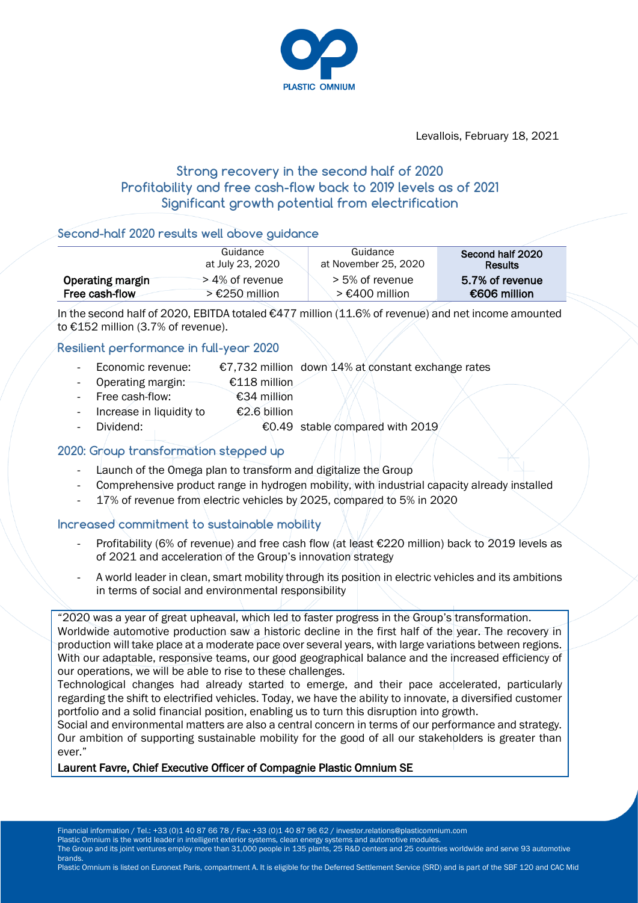Levallois, February 18, 2021

# Strong recovery in the second half of 2020
# Profitability and free cash-flow back to 2019 levels as of 2021
# Significant growth potential from electrification

## Second-half 2020 results well above guidance

| | Guidance at July 23, 2020 | Guidance at November 25, 2020 | Second half 2020 Results |
|---|---|---|---|
| **Operating margin** | > 4% of revenue | > 5% of revenue | **5.7% of revenue** |
| **Free cash-flow** | > €250 million | > €400 million | **€606 million** |

In the second half of 2020, EBITDA totaled €477 million (11.6% of revenue) and net income amounted to €152 million (3.7% of revenue).

## Resilient performance in full-year 2020

- Economic revenue: €7,732 million down 14% at constant exchange rates
- Operating margin: €118 million
- Free cash-flow: €34 million
- Increase in liquidity to €2.6 billion
- Dividend: €0.49 stable compared with 2019

## 2020: Group transformation stepped up

- Launch of the Omega plan to transform and digitalize the Group
- Comprehensive product range in hydrogen mobility, with industrial capacity already installed
- 17% of revenue from electric vehicles by 2025, compared to 5% in 2020

## Increased commitment to sustainable mobility

- Profitability (6% of revenue) and free cash flow (at least €220 million) back to 2019 levels as of 2021 and acceleration of the Group's innovation strategy
- A world leader in clean, smart mobility through its position in electric vehicles and its ambitions in terms of social and environmental responsibility

"2020 was a year of great upheaval, which led to faster progress in the Group's transformation. Worldwide automotive production saw a historic decline in the first half of the year. The recovery in production will take place at a moderate pace over several years, with large variations between regions. With our adaptable, responsive teams, our good geographical balance and the increased efficiency of our operations, we will be able to rise to these challenges.
Technological changes had already started to emerge, and their pace accelerated, particularly regarding the shift to electrified vehicles. Today, we have the ability to innovate, a diversified customer portfolio and a solid financial position, enabling us to turn this disruption into growth.
Social and environmental matters are also a central concern in terms of our performance and strategy. Our ambition of supporting sustainable mobility for the good of all our stakeholders is greater than ever."

**Laurent Favre, Chief Executive Officer of Compagnie Plastic Omnium SE**

Financial information / Tel.: +33 (0)1 40 87 66 78 / Fax: +33 (0)1 40 87 96 62 / investor.relations@plasticomnium.com
Plastic Omnium is the world leader in intelligent exterior systems, clean energy systems and automotive modules.
The Group and its joint ventures employ more than 31,000 people in 135 plants, 25 R&D centers and 25 countries worldwide and serve 93 automotive brands.
Plastic Omnium is listed on Euronext Paris, compartment A. It is eligible for the Deferred Settlement Service (SRD) and is part of the SBF 120 and CAC Mid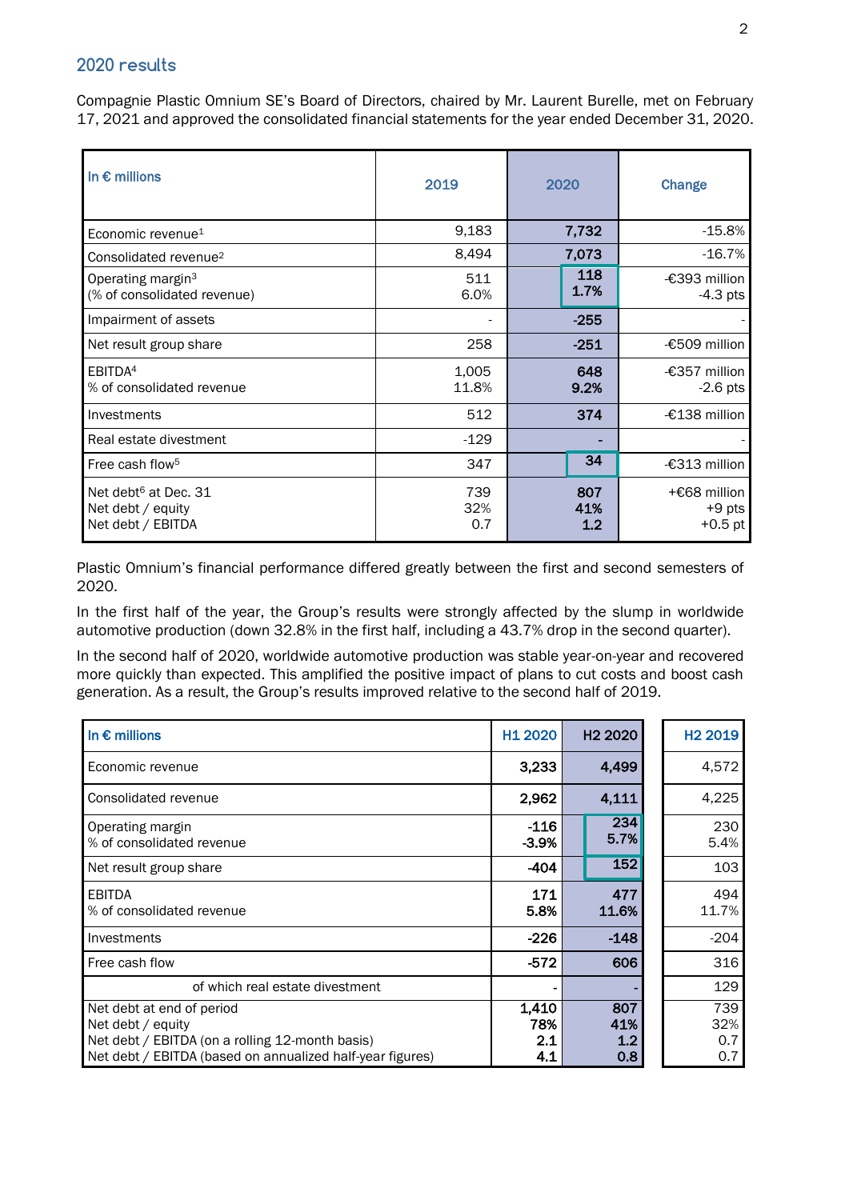## 2020 results

Compagnie Plastic Omnium SE's Board of Directors, chaired by Mr. Laurent Burelle, met on February 17, 2021 and approved the consolidated financial statements for the year ended December 31, 2020.

| In € millions | 2019 | 2020 | Change |
|---|---|---|---|
| Economic revenue[1] | 9,183 | **7,732** | -15.8% |
| Consolidated revenue[2] | 8,494 | **7,073** | -16.7% |
| Operating margin[3]<br>(% of consolidated revenue) | 511<br>6.0% | **118**<br>**1.7%** | -€393 million<br>-4.3 pts |
| Impairment of assets | - | **-255** | - |
| Net result group share | 258 | **-251** | -€509 million |
| EBITDA[4]<br>% of consolidated revenue | 1,005<br>11.8% | **648**<br>**9.2%** | -€357 million<br>-2.6 pts |
| Investments | 512 | **374** | -€138 million |
| Real estate divestment | -129 | **-** | - |
| Free cash flow[5] | 347 | **34** | -€313 million |
| Net debt[6] at Dec. 31<br>Net debt / equity<br>Net debt / EBITDA | 739<br>32%<br>0.7 | **807**<br>**41%**<br>**1.2** | +€68 million<br>+9 pts<br>+0.5 pt |

Plastic Omnium's financial performance differed greatly between the first and second semesters of 2020.

In the first half of the year, the Group's results were strongly affected by the slump in worldwide automotive production (down 32.8% in the first half, including a 43.7% drop in the second quarter).

In the second half of 2020, worldwide automotive production was stable year-on-year and recovered more quickly than expected. This amplified the positive impact of plans to cut costs and boost cash generation. As a result, the Group's results improved relative to the second half of 2019.

| In € millions | H1 2020 | H2 2020 | H2 2019 |
|---|---|---|---|
| Economic revenue | **3,233** | **4,499** | 4,572 |
| Consolidated revenue | **2,962** | **4,111** | 4,225 |
| Operating margin<br>% of consolidated revenue | **-116**<br>**-3.9%** | **234**<br>**5.7%** | 230<br>5.4% |
| Net result group share | **-404** | **152** | 103 |
| EBITDA<br>% of consolidated revenue | **171**<br>**5.8%** | **477**<br>**11.6%** | 494<br>11.7% |
| Investments | **-226** | **-148** | -204 |
| Free cash flow | **-572** | **606** | 316 |
| of which real estate divestment | **-** | **-** | 129 |
| Net debt at end of period<br>Net debt / equity<br>Net debt / EBITDA (on a rolling 12-month basis)<br>Net debt / EBITDA (based on annualized half-year figures) | **1,410**<br>**78%**<br>**2.1**<br>**4.1** | **807**<br>**41%**<br>**1.2**<br>**0.8** | 739<br>32%<br>0.7<br>0.7 |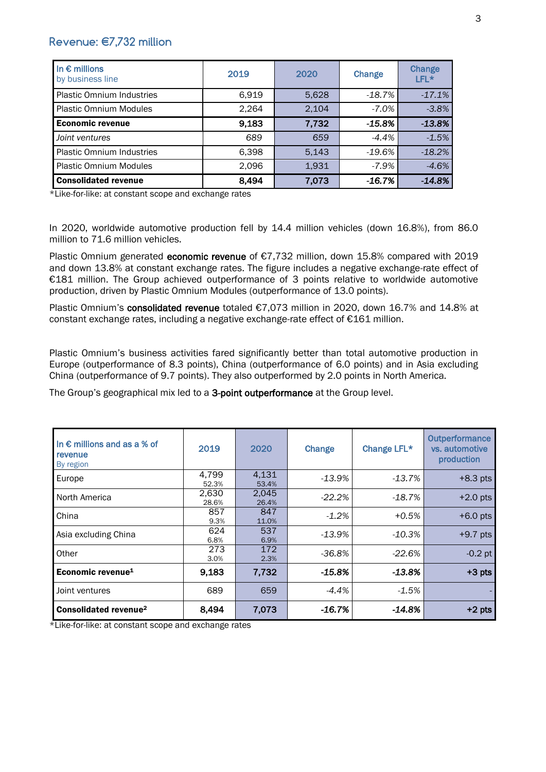## Revenue: €7,732 million

| In € millions by business line | 2019 | 2020 | Change | Change LFL* |
|---|---|---|---|---|
| Plastic Omnium Industries | 6,919 | 5,628 | *-18.7%* | *-17.1%* |
| Plastic Omnium Modules | 2,264 | 2,104 | *-7.0%* | *-3.8%* |
| **Economic revenue** | **9,183** | **7,732** | ***-15.8%*** | ***-13.8%*** |
| *Joint ventures* | 689 | 659 | *-4.4%* | *-1.5%* |
| Plastic Omnium Industries | 6,398 | 5,143 | *-19.6%* | *-18.2%* |
| Plastic Omnium Modules | 2,096 | 1,931 | *-7.9%* | *-4.6%* |
| **Consolidated revenue** | **8,494** | **7,073** | ***-16.7%*** | ***-14.8%*** |

*Like-for-like: at constant scope and exchange rates

In 2020, worldwide automotive production fell by 14.4 million vehicles (down 16.8%), from 86.0 million to 71.6 million vehicles.

Plastic Omnium generated **economic revenue** of €7,732 million, down 15.8% compared with 2019 and down 13.8% at constant exchange rates. The figure includes a negative exchange-rate effect of €181 million. The Group achieved outperformance of 3 points relative to worldwide automotive production, driven by Plastic Omnium Modules (outperformance of 13.0 points).

Plastic Omnium's **consolidated revenue** totaled €7,073 million in 2020, down 16.7% and 14.8% at constant exchange rates, including a negative exchange-rate effect of €161 million.

Plastic Omnium's business activities fared significantly better than total automotive production in Europe (outperformance of 8.3 points), China (outperformance of 6.0 points) and in Asia excluding China (outperformance of 9.7 points). They also outperformed by 2.0 points in North America.

The Group's geographical mix led to a **3-point outperformance** at the Group level.

| In € millions and as a % of revenue By region | 2019 | 2020 | Change | Change LFL* | Outperformance vs. automotive production |
|---|---|---|---|---|---|
| Europe | 4,799 52.3% | 4,131 53.4% | *-13.9%* | *-13.7%* | +8.3 pts |
| North America | 2,630 28.6% | 2,045 26.4% | *-22.2%* | *-18.7%* | +2.0 pts |
| China | 857 9.3% | 847 11.0% | *-1.2%* | *+0.5%* | +6.0 pts |
| Asia excluding China | 624 6.8% | 537 6.9% | *-13.9%* | *-10.3%* | +9.7 pts |
| Other | 273 3.0% | 172 2.3% | *-36.8%* | *-22.6%* | -0.2 pt |
| **Economic revenue[1]** | **9,183** | **7,732** | ***-15.8%*** | ***-13.8%*** | **+3 pts** |
| Joint ventures | 689 | 659 | *-4.4%* | *-1.5%* | - |
| **Consolidated revenue[2]** | **8,494** | **7,073** | ***-16.7%*** | ***-14.8%*** | **+2 pts** |

*Like-for-like: at constant scope and exchange rates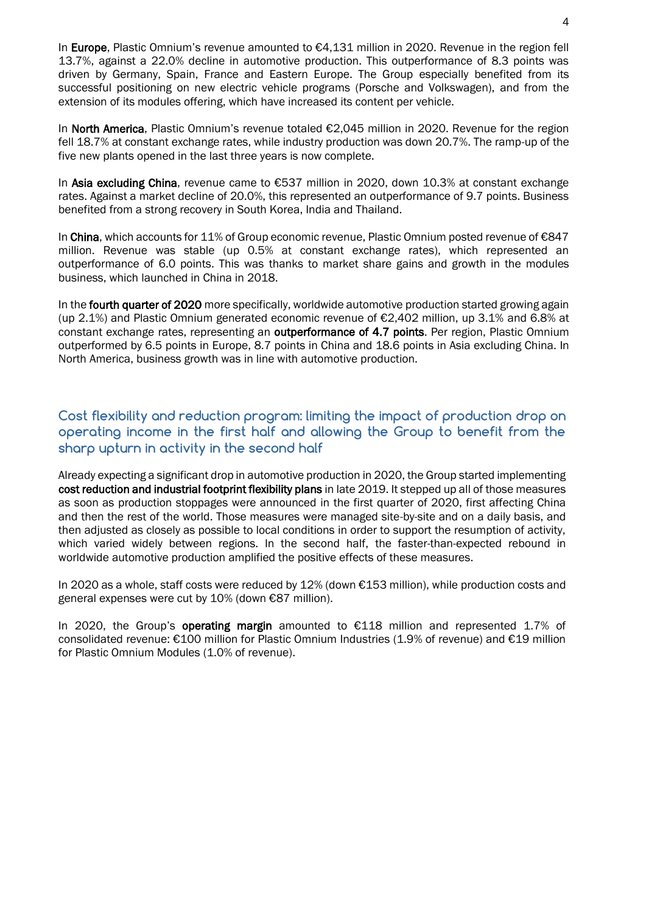In **Europe**, Plastic Omnium's revenue amounted to €4,131 million in 2020. Revenue in the region fell 13.7%, against a 22.0% decline in automotive production. This outperformance of 8.3 points was driven by Germany, Spain, France and Eastern Europe. The Group especially benefited from its successful positioning on new electric vehicle programs (Porsche and Volkswagen), and from the extension of its modules offering, which have increased its content per vehicle.

In **North America**, Plastic Omnium's revenue totaled €2,045 million in 2020. Revenue for the region fell 18.7% at constant exchange rates, while industry production was down 20.7%. The ramp-up of the five new plants opened in the last three years is now complete.

In **Asia excluding China**, revenue came to €537 million in 2020, down 10.3% at constant exchange rates. Against a market decline of 20.0%, this represented an outperformance of 9.7 points. Business benefited from a strong recovery in South Korea, India and Thailand.

In **China**, which accounts for 11% of Group economic revenue, Plastic Omnium posted revenue of €847 million. Revenue was stable (up 0.5% at constant exchange rates), which represented an outperformance of 6.0 points. This was thanks to market share gains and growth in the modules business, which launched in China in 2018.

In the **fourth quarter of 2020** more specifically, worldwide automotive production started growing again (up 2.1%) and Plastic Omnium generated economic revenue of €2,402 million, up 3.1% and 6.8% at constant exchange rates, representing an **outperformance of 4.7 points**. Per region, Plastic Omnium outperformed by 6.5 points in Europe, 8.7 points in China and 18.6 points in Asia excluding China. In North America, business growth was in line with automotive production.

## Cost flexibility and reduction program: limiting the impact of production drop on operating income in the first half and allowing the Group to benefit from the sharp upturn in activity in the second half

Already expecting a significant drop in automotive production in 2020, the Group started implementing **cost reduction and industrial footprint flexibility plans** in late 2019. It stepped up all of those measures as soon as production stoppages were announced in the first quarter of 2020, first affecting China and then the rest of the world. Those measures were managed site-by-site and on a daily basis, and then adjusted as closely as possible to local conditions in order to support the resumption of activity, which varied widely between regions. In the second half, the faster-than-expected rebound in worldwide automotive production amplified the positive effects of these measures.

In 2020 as a whole, staff costs were reduced by 12% (down €153 million), while production costs and general expenses were cut by 10% (down €87 million).

In 2020, the Group's **operating margin** amounted to €118 million and represented 1.7% of consolidated revenue: €100 million for Plastic Omnium Industries (1.9% of revenue) and €19 million for Plastic Omnium Modules (1.0% of revenue).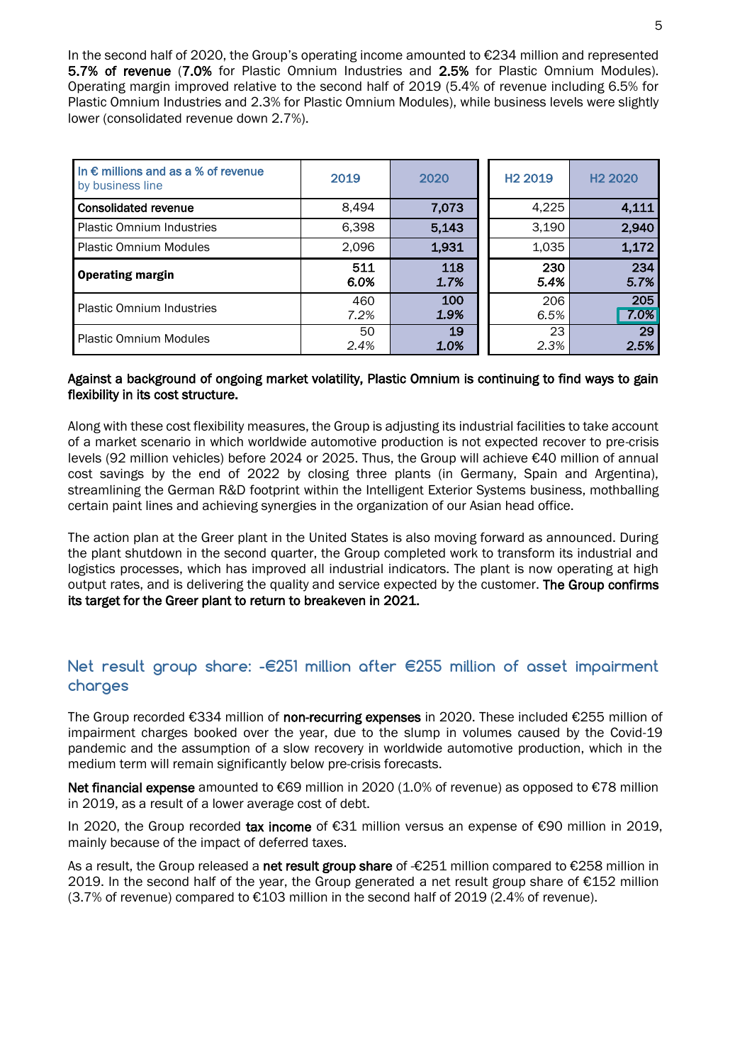In the second half of 2020, the Group's operating income amounted to €234 million and represented **5.7% of revenue** (**7.0%** for Plastic Omnium Industries and **2.5%** for Plastic Omnium Modules). Operating margin improved relative to the second half of 2019 (5.4% of revenue including 6.5% for Plastic Omnium Industries and 2.3% for Plastic Omnium Modules), while business levels were slightly lower (consolidated revenue down 2.7%).

| In € millions and as a % of revenue by business line | 2019 | 2020 | H2 2019 | H2 2020 |
|---|---|---|---|---|
| **Consolidated revenue** | 8,494 | **7,073** | 4,225 | **4,111** |
| Plastic Omnium Industries | 6,398 | **5,143** | 3,190 | **2,940** |
| Plastic Omnium Modules | 2,096 | **1,931** | 1,035 | **1,172** |
| **Operating margin** | **511**<br>***6.0%*** | **118**<br>***1.7%*** | **230**<br>***5.4%*** | **234**<br>***5.7%*** |
| Plastic Omnium Industries | 460<br>*7.2%* | **100**<br>***1.9%*** | 206<br>*6.5%* | **205**<br>***7.0%*** |
| Plastic Omnium Modules | 50<br>*2.4%* | **19**<br>***1.0%*** | 23<br>*2.3%* | **29**<br>***2.5%*** |

**Against a background of ongoing market volatility, Plastic Omnium is continuing to find ways to gain flexibility in its cost structure.**

Along with these cost flexibility measures, the Group is adjusting its industrial facilities to take account of a market scenario in which worldwide automotive production is not expected recover to pre-crisis levels (92 million vehicles) before 2024 or 2025. Thus, the Group will achieve €40 million of annual cost savings by the end of 2022 by closing three plants (in Germany, Spain and Argentina), streamlining the German R&D footprint within the Intelligent Exterior Systems business, mothballing certain paint lines and achieving synergies in the organization of our Asian head office.

The action plan at the Greer plant in the United States is also moving forward as announced. During the plant shutdown in the second quarter, the Group completed work to transform its industrial and logistics processes, which has improved all industrial indicators. The plant is now operating at high output rates, and is delivering the quality and service expected by the customer. **The Group confirms its target for the Greer plant to return to breakeven in 2021.**

## Net result group share: -€251 million after €255 million of asset impairment charges

The Group recorded €334 million of **non-recurring expenses** in 2020. These included €255 million of impairment charges booked over the year, due to the slump in volumes caused by the Covid-19 pandemic and the assumption of a slow recovery in worldwide automotive production, which in the medium term will remain significantly below pre-crisis forecasts.

**Net financial expense** amounted to €69 million in 2020 (1.0% of revenue) as opposed to €78 million in 2019, as a result of a lower average cost of debt.

In 2020, the Group recorded **tax income** of €31 million versus an expense of €90 million in 2019, mainly because of the impact of deferred taxes.

As a result, the Group released a **net result group share** of -€251 million compared to €258 million in 2019. In the second half of the year, the Group generated a net result group share of €152 million (3.7% of revenue) compared to €103 million in the second half of 2019 (2.4% of revenue).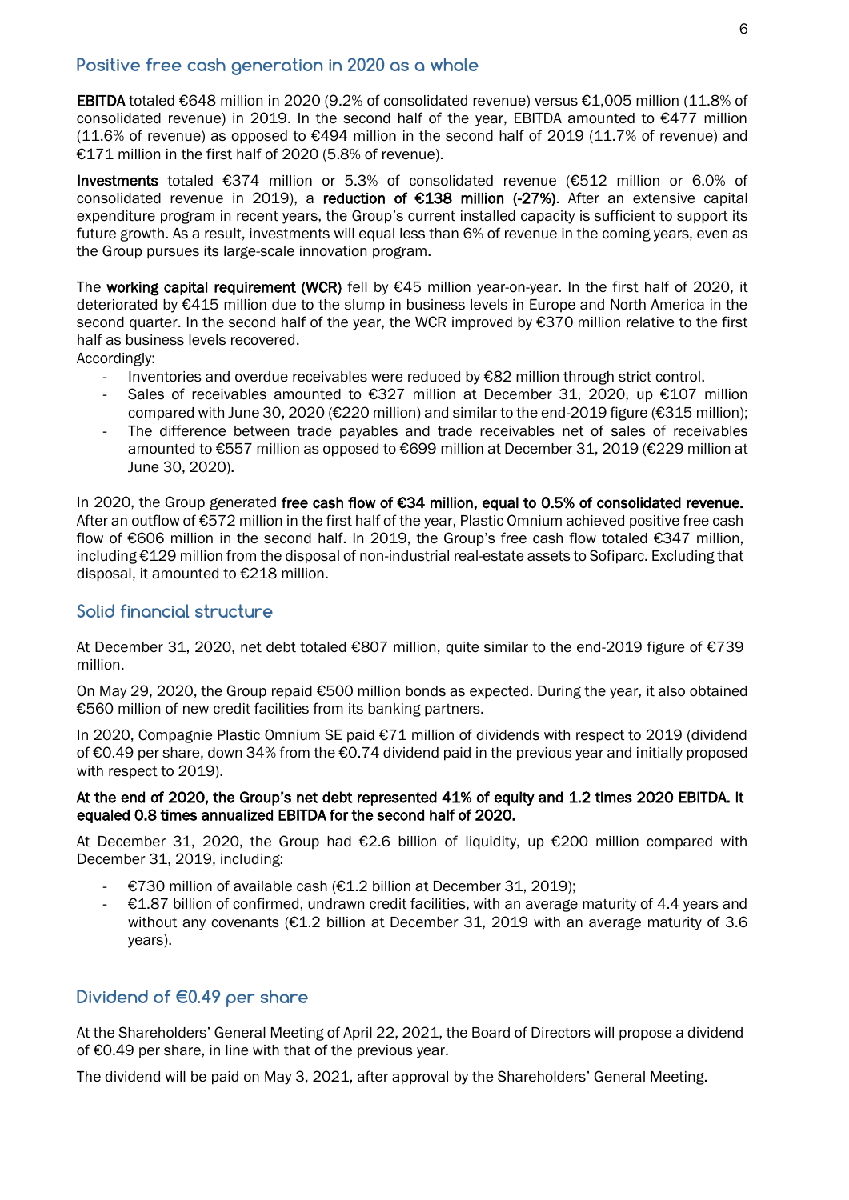## Positive free cash generation in 2020 as a whole

**EBITDA** totaled €648 million in 2020 (9.2% of consolidated revenue) versus €1,005 million (11.8% of consolidated revenue) in 2019. In the second half of the year, EBITDA amounted to €477 million (11.6% of revenue) as opposed to €494 million in the second half of 2019 (11.7% of revenue) and €171 million in the first half of 2020 (5.8% of revenue).

**Investments** totaled €374 million or 5.3% of consolidated revenue (€512 million or 6.0% of consolidated revenue in 2019), a **reduction of €138 million (-27%)**. After an extensive capital expenditure program in recent years, the Group's current installed capacity is sufficient to support its future growth. As a result, investments will equal less than 6% of revenue in the coming years, even as the Group pursues its large-scale innovation program.

The **working capital requirement (WCR)** fell by €45 million year-on-year. In the first half of 2020, it deteriorated by €415 million due to the slump in business levels in Europe and North America in the second quarter. In the second half of the year, the WCR improved by €370 million relative to the first half as business levels recovered.

Accordingly:

- Inventories and overdue receivables were reduced by €82 million through strict control.
- Sales of receivables amounted to €327 million at December 31, 2020, up €107 million compared with June 30, 2020 (€220 million) and similar to the end-2019 figure (€315 million);
- The difference between trade payables and trade receivables net of sales of receivables amounted to €557 million as opposed to €699 million at December 31, 2019 (€229 million at June 30, 2020).

In 2020, the Group generated **free cash flow of €34 million, equal to 0.5% of consolidated revenue.** After an outflow of €572 million in the first half of the year, Plastic Omnium achieved positive free cash flow of €606 million in the second half. In 2019, the Group's free cash flow totaled €347 million, including €129 million from the disposal of non-industrial real-estate assets to Sofiparc. Excluding that disposal, it amounted to €218 million.

## Solid financial structure

At December 31, 2020, net debt totaled €807 million, quite similar to the end-2019 figure of €739 million.

On May 29, 2020, the Group repaid €500 million bonds as expected. During the year, it also obtained €560 million of new credit facilities from its banking partners.

In 2020, Compagnie Plastic Omnium SE paid €71 million of dividends with respect to 2019 (dividend of €0.49 per share, down 34% from the €0.74 dividend paid in the previous year and initially proposed with respect to 2019).

**At the end of 2020, the Group's net debt represented 41% of equity and 1.2 times 2020 EBITDA. It equaled 0.8 times annualized EBITDA for the second half of 2020.**

At December 31, 2020, the Group had €2.6 billion of liquidity, up €200 million compared with December 31, 2019, including:

- €730 million of available cash (€1.2 billion at December 31, 2019);
- €1.87 billion of confirmed, undrawn credit facilities, with an average maturity of 4.4 years and without any covenants (€1.2 billion at December 31, 2019 with an average maturity of 3.6 years).

## Dividend of €0.49 per share

At the Shareholders' General Meeting of April 22, 2021, the Board of Directors will propose a dividend of €0.49 per share, in line with that of the previous year.

The dividend will be paid on May 3, 2021, after approval by the Shareholders' General Meeting.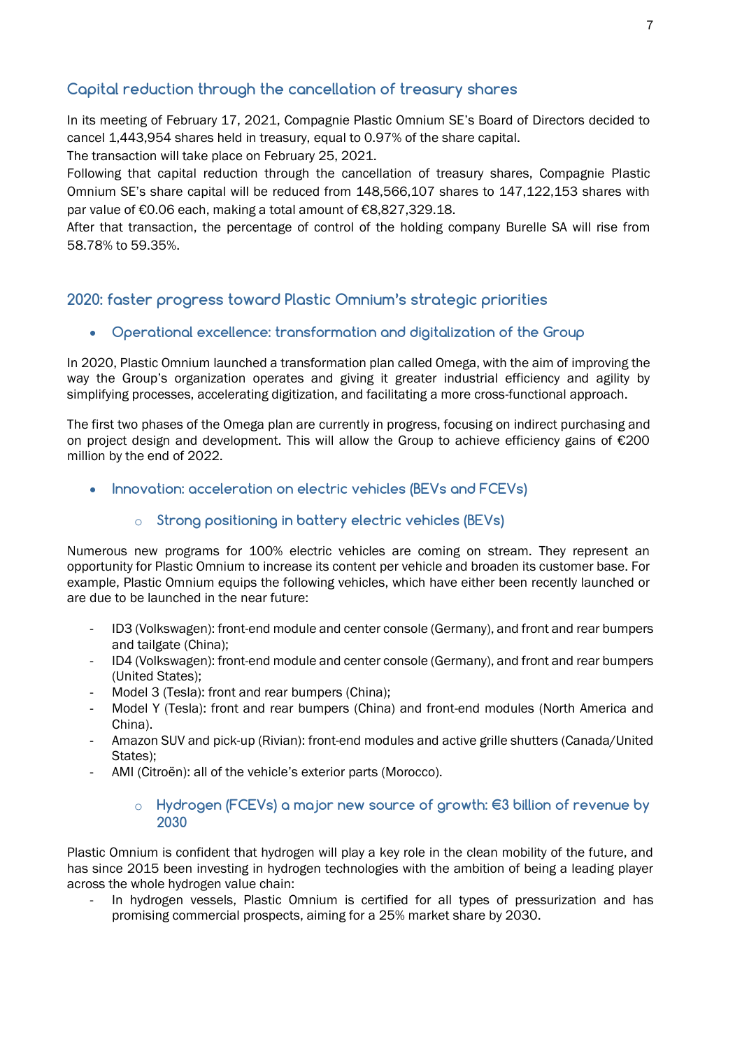## Capital reduction through the cancellation of treasury shares

In its meeting of February 17, 2021, Compagnie Plastic Omnium SE's Board of Directors decided to cancel 1,443,954 shares held in treasury, equal to 0.97% of the share capital.

The transaction will take place on February 25, 2021.

Following that capital reduction through the cancellation of treasury shares, Compagnie Plastic Omnium SE's share capital will be reduced from 148,566,107 shares to 147,122,153 shares with par value of €0.06 each, making a total amount of €8,827,329.18.

After that transaction, the percentage of control of the holding company Burelle SA will rise from 58.78% to 59.35%.

## 2020: faster progress toward Plastic Omnium's strategic priorities

- ### Operational excellence: transformation and digitalization of the Group

In 2020, Plastic Omnium launched a transformation plan called Omega, with the aim of improving the way the Group's organization operates and giving it greater industrial efficiency and agility by simplifying processes, accelerating digitization, and facilitating a more cross-functional approach.

The first two phases of the Omega plan are currently in progress, focusing on indirect purchasing and on project design and development. This will allow the Group to achieve efficiency gains of €200 million by the end of 2022.

- ### Innovation: acceleration on electric vehicles (BEVs and FCEVs)

  - #### Strong positioning in battery electric vehicles (BEVs)

Numerous new programs for 100% electric vehicles are coming on stream. They represent an opportunity for Plastic Omnium to increase its content per vehicle and broaden its customer base. For example, Plastic Omnium equips the following vehicles, which have either been recently launched or are due to be launched in the near future:

- ID3 (Volkswagen): front-end module and center console (Germany), and front and rear bumpers and tailgate (China);
- ID4 (Volkswagen): front-end module and center console (Germany), and front and rear bumpers (United States);
- Model 3 (Tesla): front and rear bumpers (China);
- Model Y (Tesla): front and rear bumpers (China) and front-end modules (North America and China).
- Amazon SUV and pick-up (Rivian): front-end modules and active grille shutters (Canada/United States);
- AMI (Citroën): all of the vehicle's exterior parts (Morocco).

  - #### Hydrogen (FCEVs) a major new source of growth: €3 billion of revenue by 2030

Plastic Omnium is confident that hydrogen will play a key role in the clean mobility of the future, and has since 2015 been investing in hydrogen technologies with the ambition of being a leading player across the whole hydrogen value chain:

- In hydrogen vessels, Plastic Omnium is certified for all types of pressurization and has promising commercial prospects, aiming for a 25% market share by 2030.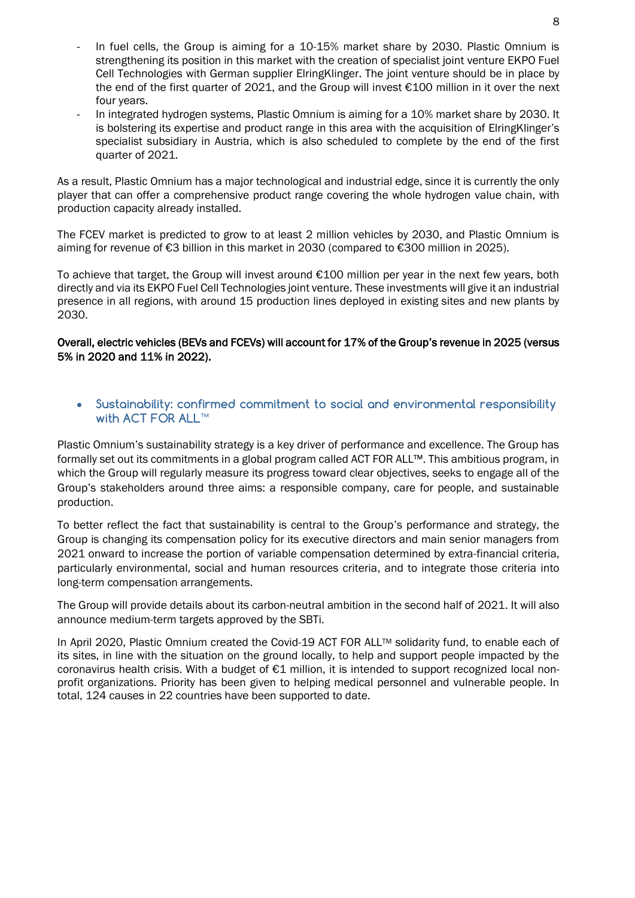- In fuel cells, the Group is aiming for a 10-15% market share by 2030. Plastic Omnium is strengthening its position in this market with the creation of specialist joint venture EKPO Fuel Cell Technologies with German supplier ElringKlinger. The joint venture should be in place by the end of the first quarter of 2021, and the Group will invest €100 million in it over the next four years.
- In integrated hydrogen systems, Plastic Omnium is aiming for a 10% market share by 2030. It is bolstering its expertise and product range in this area with the acquisition of ElringKlinger's specialist subsidiary in Austria, which is also scheduled to complete by the end of the first quarter of 2021.

As a result, Plastic Omnium has a major technological and industrial edge, since it is currently the only player that can offer a comprehensive product range covering the whole hydrogen value chain, with production capacity already installed.

The FCEV market is predicted to grow to at least 2 million vehicles by 2030, and Plastic Omnium is aiming for revenue of €3 billion in this market in 2030 (compared to €300 million in 2025).

To achieve that target, the Group will invest around €100 million per year in the next few years, both directly and via its EKPO Fuel Cell Technologies joint venture. These investments will give it an industrial presence in all regions, with around 15 production lines deployed in existing sites and new plants by 2030.

**Overall, electric vehicles (BEVs and FCEVs) will account for 17% of the Group's revenue in 2025 (versus 5% in 2020 and 11% in 2022).**

- **Sustainability: confirmed commitment to social and environmental responsibility with ACT FOR ALL™**

Plastic Omnium's sustainability strategy is a key driver of performance and excellence. The Group has formally set out its commitments in a global program called ACT FOR ALL™. This ambitious program, in which the Group will regularly measure its progress toward clear objectives, seeks to engage all of the Group's stakeholders around three aims: a responsible company, care for people, and sustainable production.

To better reflect the fact that sustainability is central to the Group's performance and strategy, the Group is changing its compensation policy for its executive directors and main senior managers from 2021 onward to increase the portion of variable compensation determined by extra-financial criteria, particularly environmental, social and human resources criteria, and to integrate those criteria into long-term compensation arrangements.

The Group will provide details about its carbon-neutral ambition in the second half of 2021. It will also announce medium-term targets approved by the SBTi.

In April 2020, Plastic Omnium created the Covid-19 ACT FOR ALL™ solidarity fund, to enable each of its sites, in line with the situation on the ground locally, to help and support people impacted by the coronavirus health crisis. With a budget of €1 million, it is intended to support recognized local non-profit organizations. Priority has been given to helping medical personnel and vulnerable people. In total, 124 causes in 22 countries have been supported to date.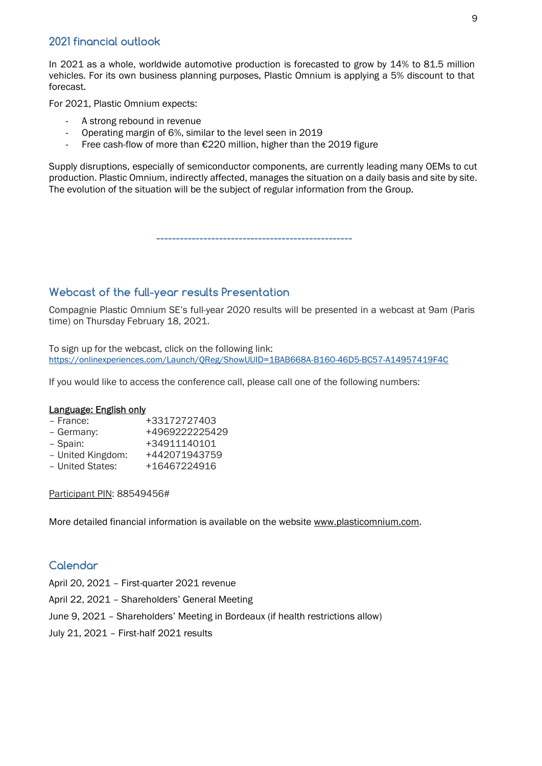## 2021 financial outlook

In 2021 as a whole, worldwide automotive production is forecasted to grow by 14% to 81.5 million vehicles. For its own business planning purposes, Plastic Omnium is applying a 5% discount to that forecast.

For 2021, Plastic Omnium expects:

- A strong rebound in revenue
- Operating margin of 6%, similar to the level seen in 2019
- Free cash-flow of more than €220 million, higher than the 2019 figure

Supply disruptions, especially of semiconductor components, are currently leading many OEMs to cut production. Plastic Omnium, indirectly affected, manages the situation on a daily basis and site by site. The evolution of the situation will be the subject of regular information from the Group.

---

## Webcast of the full-year results Presentation

Compagnie Plastic Omnium SE's full-year 2020 results will be presented in a webcast at 9am (Paris time) on Thursday February 18, 2021.

To sign up for the webcast, click on the following link:
https://onlinexperiences.com/Launch/QReg/ShowUUID=1BAB668A-B160-46D5-BC57-A14957419F4C

If you would like to access the conference call, please call one of the following numbers:

**Language: English only**

- France: +33172727403
- Germany: +4969222225429
- Spain: +34911140101
- United Kingdom: +442071943759
- United States: +16467224916

Participant PIN: 88549456#

More detailed financial information is available on the website www.plasticomnium.com.

## Calendar

April 20, 2021 – First-quarter 2021 revenue

April 22, 2021 – Shareholders' General Meeting

June 9, 2021 – Shareholders' Meeting in Bordeaux (if health restrictions allow)

July 21, 2021 – First-half 2021 results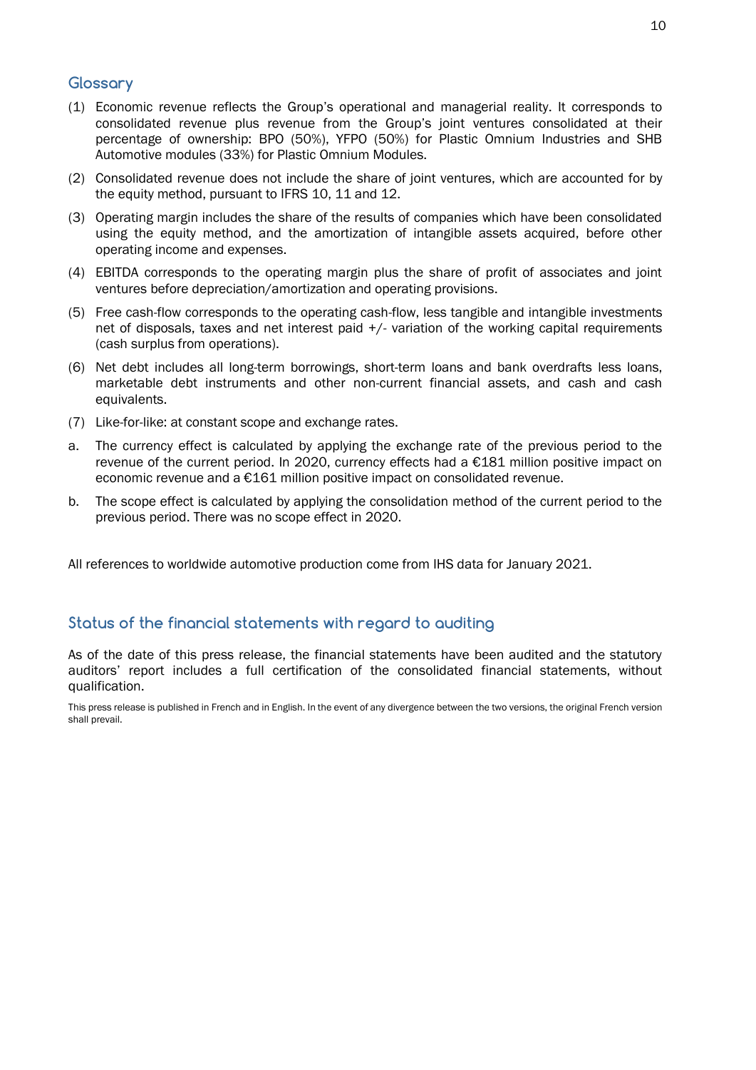## Glossary

(1) Economic revenue reflects the Group's operational and managerial reality. It corresponds to consolidated revenue plus revenue from the Group's joint ventures consolidated at their percentage of ownership: BPO (50%), YFPO (50%) for Plastic Omnium Industries and SHB Automotive modules (33%) for Plastic Omnium Modules.

(2) Consolidated revenue does not include the share of joint ventures, which are accounted for by the equity method, pursuant to IFRS 10, 11 and 12.

(3) Operating margin includes the share of the results of companies which have been consolidated using the equity method, and the amortization of intangible assets acquired, before other operating income and expenses.

(4) EBITDA corresponds to the operating margin plus the share of profit of associates and joint ventures before depreciation/amortization and operating provisions.

(5) Free cash-flow corresponds to the operating cash-flow, less tangible and intangible investments net of disposals, taxes and net interest paid +/- variation of the working capital requirements (cash surplus from operations).

(6) Net debt includes all long-term borrowings, short-term loans and bank overdrafts less loans, marketable debt instruments and other non-current financial assets, and cash and cash equivalents.

(7) Like-for-like: at constant scope and exchange rates.

a. The currency effect is calculated by applying the exchange rate of the previous period to the revenue of the current period. In 2020, currency effects had a €181 million positive impact on economic revenue and a €161 million positive impact on consolidated revenue.

b. The scope effect is calculated by applying the consolidation method of the current period to the previous period. There was no scope effect in 2020.

All references to worldwide automotive production come from IHS data for January 2021.

## Status of the financial statements with regard to auditing

As of the date of this press release, the financial statements have been audited and the statutory auditors' report includes a full certification of the consolidated financial statements, without qualification.

This press release is published in French and in English. In the event of any divergence between the two versions, the original French version shall prevail.